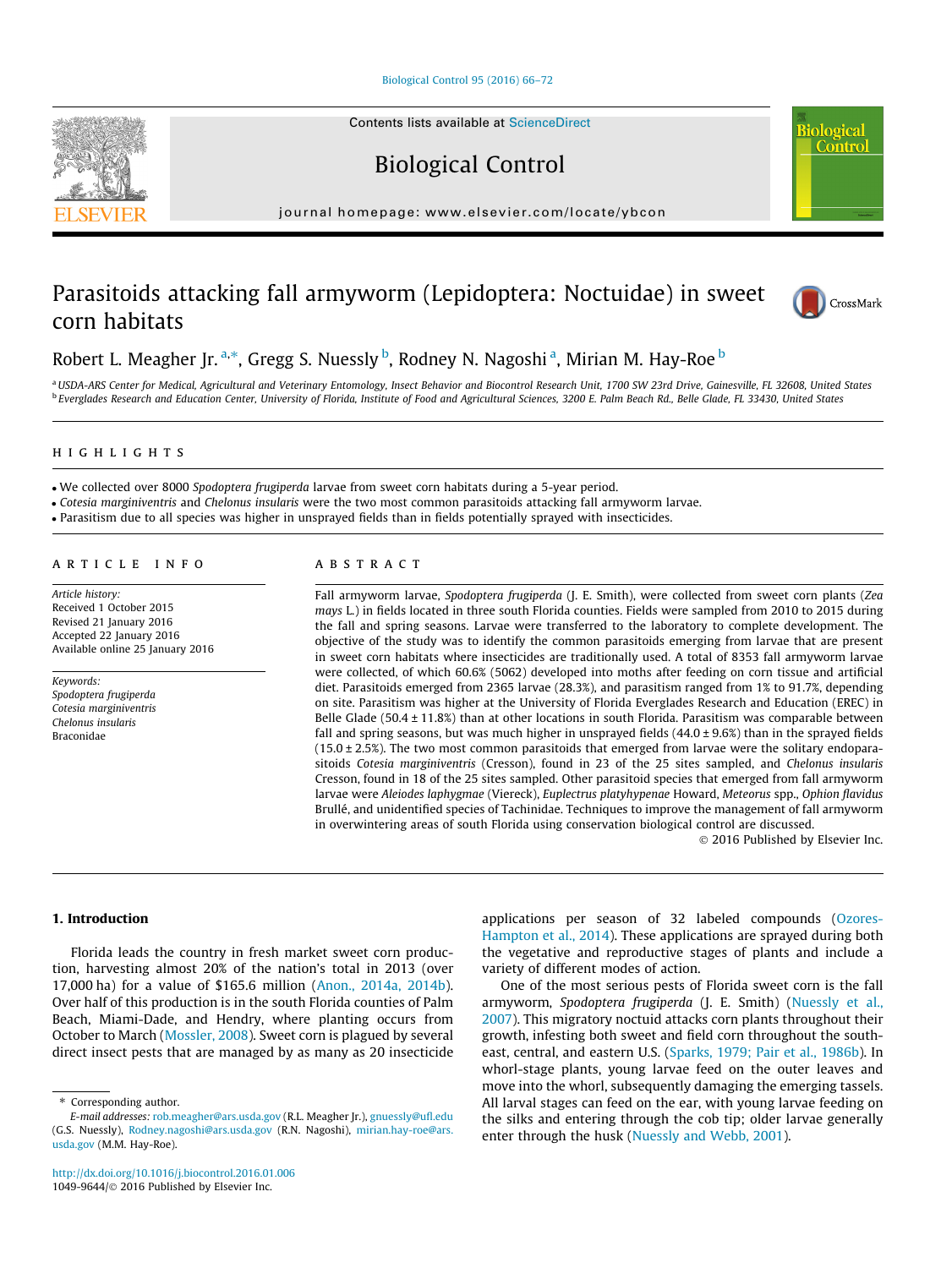# Parasitoids attacking fall armyworm (Lepidoptera: Noctuidae) in sweet corn habitats

Robert L. Meagher Jr. [a,*], Gregg S. Nuessly [b], Rodney N. Nagoshi [a], Mirian M. Hay-Roe [b]

[a] USDA-ARS Center for Medical, Agricultural and Veterinary Entomology, Insect Behavior and Biocontrol Research Unit, 1700 SW 23rd Drive, Gainesville, FL 32608, United States
[b] Everglades Research and Education Center, University of Florida, Institute of Food and Agricultural Sciences, 3200 E. Palm Beach Rd., Belle Glade, FL 33430, United States

## HIGHLIGHTS

- We collected over 8000 *Spodoptera frugiperda* larvae from sweet corn habitats during a 5-year period.
- *Cotesia marginiventris* and *Chelonus insularis* were the two most common parasitoids attacking fall armyworm larvae.
- Parasitism due to all species was higher in unsprayed fields than in fields potentially sprayed with insecticides.

## ARTICLE INFO

*Article history:*
Received 1 October 2015
Revised 21 January 2016
Accepted 22 January 2016
Available online 25 January 2016

*Keywords:*
*Spodoptera frugiperda*
*Cotesia marginiventris*
*Chelonus insularis*
Braconidae

## ABSTRACT

Fall armyworm larvae, *Spodoptera frugiperda* (J. E. Smith), were collected from sweet corn plants (*Zea mays* L.) in fields located in three south Florida counties. Fields were sampled from 2010 to 2015 during the fall and spring seasons. Larvae were transferred to the laboratory to complete development. The objective of the study was to identify the common parasitoids emerging from larvae that are present in sweet corn habitats where insecticides are traditionally used. A total of 8353 fall armyworm larvae were collected, of which 60.6% (5062) developed into moths after feeding on corn tissue and artificial diet. Parasitoids emerged from 2365 larvae (28.3%), and parasitism ranged from 1% to 91.7%, depending on site. Parasitism was higher at the University of Florida Everglades Research and Education (EREC) in Belle Glade (50.4 ± 11.8%) than at other locations in south Florida. Parasitism was comparable between fall and spring seasons, but was much higher in unsprayed fields (44.0 ± 9.6%) than in the sprayed fields (15.0 ± 2.5%). The two most common parasitoids that emerged from larvae were the solitary endoparasitoids *Cotesia marginiventris* (Cresson), found in 23 of the 25 sites sampled, and *Chelonus insularis* Cresson, found in 18 of the 25 sites sampled. Other parasitoid species that emerged from fall armyworm larvae were *Aleiodes laphygmae* (Viereck), *Euplectrus platyhypenae* Howard, *Meteorus* spp., *Ophion flavidus* Brullé, and unidentified species of Tachinidae. Techniques to improve the management of fall armyworm in overwintering areas of south Florida using conservation biological control are discussed.

© 2016 Published by Elsevier Inc.

## 1. Introduction

Florida leads the country in fresh market sweet corn production, harvesting almost 20% of the nation's total in 2013 (over 17,000 ha) for a value of $165.6 million (Anon., 2014a, 2014b). Over half of this production is in the south Florida counties of Palm Beach, Miami-Dade, and Hendry, where planting occurs from October to March (Mossler, 2008). Sweet corn is plagued by several direct insect pests that are managed by as many as 20 insecticide applications per season of 32 labeled compounds (Ozores-Hampton et al., 2014). These applications are sprayed during both the vegetative and reproductive stages of plants and include a variety of different modes of action.

One of the most serious pests of Florida sweet corn is the fall armyworm, *Spodoptera frugiperda* (J. E. Smith) (Nuessly et al., 2007). This migratory noctuid attacks corn plants throughout their growth, infesting both sweet and field corn throughout the southeast, central, and eastern U.S. (Sparks, 1979; Pair et al., 1986b). In whorl-stage plants, young larvae feed on the outer leaves and move into the whorl, subsequently damaging the emerging tassels. All larval stages can feed on the ear, with young larvae feeding on the silks and entering through the cob tip; older larvae generally enter through the husk (Nuessly and Webb, 2001).

* Corresponding author.
*E-mail addresses:* rob.meagher@ars.usda.gov (R.L. Meagher Jr.), gnuessly@ufl.edu (G.S. Nuessly), Rodney.nagoshi@ars.usda.gov (R.N. Nagoshi), mirian.hay-roe@ars.usda.gov (M.M. Hay-Roe).

http://dx.doi.org/10.1016/j.biocontrol.2016.01.006
1049-9644/© 2016 Published by Elsevier Inc.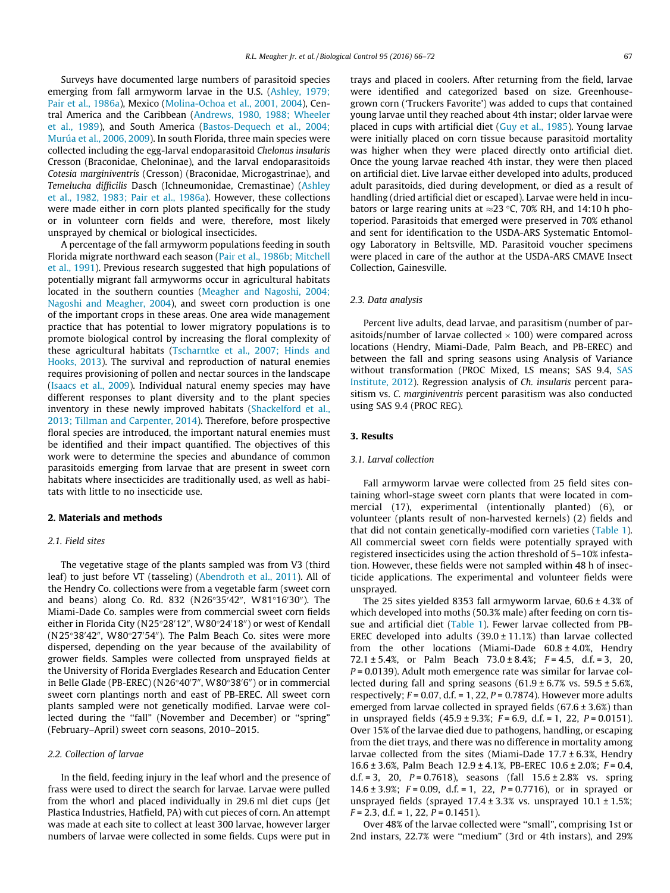Surveys have documented large numbers of parasitoid species emerging from fall armyworm larvae in the U.S. (Ashley, 1979; Pair et al., 1986a), Mexico (Molina-Ochoa et al., 2001, 2004), Central America and the Caribbean (Andrews, 1980, 1988; Wheeler et al., 1989), and South America (Bastos-Dequech et al., 2004; Murúa et al., 2006, 2009). In south Florida, three main species were collected including the egg-larval endoparasitoid *Chelonus insularis* Cresson (Braconidae, Cheloninae), and the larval endoparasitoids *Cotesia marginiventris* (Cresson) (Braconidae, Microgastrinae), and *Temelucha difficilis* Dasch (Ichneumonidae, Cremastinae) (Ashley et al., 1982, 1983; Pair et al., 1986a). However, these collections were made either in corn plots planted specifically for the study or in volunteer corn fields and were, therefore, most likely unsprayed by chemical or biological insecticides.

A percentage of the fall armyworm populations feeding in south Florida migrate northward each season (Pair et al., 1986b; Mitchell et al., 1991). Previous research suggested that high populations of potentially migrant fall armyworms occur in agricultural habitats located in the southern counties (Meagher and Nagoshi, 2004; Nagoshi and Meagher, 2004), and sweet corn production is one of the important crops in these areas. One area wide management practice that has potential to lower migratory populations is to promote biological control by increasing the floral complexity of these agricultural habitats (Tscharntke et al., 2007; Hinds and Hooks, 2013). The survival and reproduction of natural enemies requires provisioning of pollen and nectar sources in the landscape (Isaacs et al., 2009). Individual natural enemy species may have different responses to plant diversity and to the plant species inventory in these newly improved habitats (Shackelford et al., 2013; Tillman and Carpenter, 2014). Therefore, before prospective floral species are introduced, the important natural enemies must be identified and their impact quantified. The objectives of this work were to determine the species and abundance of common parasitoids emerging from larvae that are present in sweet corn habitats where insecticides are traditionally used, as well as habitats with little to no insecticide use.

## 2. Materials and methods

### 2.1. Field sites

The vegetative stage of the plants sampled was from V3 (third leaf) to just before VT (tasseling) (Abendroth et al., 2011). All of the Hendry Co. collections were from a vegetable farm (sweet corn and beans) along Co. Rd. 832 (N26°35′42″, W81°16′30″). The Miami-Dade Co. samples were from commercial sweet corn fields either in Florida City (N25°28′12″, W80°24′18″) or west of Kendall (N25°38′42″, W80°27′54″). The Palm Beach Co. sites were more dispersed, depending on the year because of the availability of grower fields. Samples were collected from unsprayed fields at the University of Florida Everglades Research and Education Center in Belle Glade (PB-EREC) (N26°40′7″, W80°38′6″) or in commercial sweet corn plantings north and east of PB-EREC. All sweet corn plants sampled were not genetically modified. Larvae were collected during the "fall" (November and December) or "spring" (February–April) sweet corn seasons, 2010–2015.

### 2.2. Collection of larvae

In the field, feeding injury in the leaf whorl and the presence of frass were used to direct the search for larvae. Larvae were pulled from the whorl and placed individually in 29.6 ml diet cups (Jet Plastica Industries, Hatfield, PA) with cut pieces of corn. An attempt was made at each site to collect at least 300 larvae, however larger numbers of larvae were collected in some fields. Cups were put in trays and placed in coolers. After returning from the field, larvae were identified and categorized based on size. Greenhouse-grown corn ('Truckers Favorite') was added to cups that contained young larvae until they reached about 4th instar; older larvae were placed in cups with artificial diet (Guy et al., 1985). Young larvae were initially placed on corn tissue because parasitoid mortality was higher when they were placed directly onto artificial diet. Once the young larvae reached 4th instar, they were then placed on artificial diet. Live larvae either developed into adults, produced adult parasitoids, died during development, or died as a result of handling (dried artificial diet or escaped). Larvae were held in incubators or large rearing units at ≈23 °C, 70% RH, and 14:10 h photoperiod. Parasitoids that emerged were preserved in 70% ethanol and sent for identification to the USDA-ARS Systematic Entomology Laboratory in Beltsville, MD. Parasitoid voucher specimens were placed in care of the author at the USDA-ARS CMAVE Insect Collection, Gainesville.

### 2.3. Data analysis

Percent live adults, dead larvae, and parasitism (number of parasitoids/number of larvae collected × 100) were compared across locations (Hendry, Miami-Dade, Palm Beach, and PB-EREC) and between the fall and spring seasons using Analysis of Variance without transformation (PROC Mixed, LS means; SAS 9.4, SAS Institute, 2012). Regression analysis of *Ch. insularis* percent parasitism vs. *C. marginiventris* percent parasitism was also conducted using SAS 9.4 (PROC REG).

## 3. Results

### 3.1. Larval collection

Fall armyworm larvae were collected from 25 field sites containing whorl-stage sweet corn plants that were located in commercial (17), experimental (intentionally planted) (6), or volunteer (plants result of non-harvested kernels) (2) fields and that did not contain genetically-modified corn varieties (Table 1). All commercial sweet corn fields were potentially sprayed with registered insecticides using the action threshold of 5–10% infestation. However, these fields were not sampled within 48 h of insecticide applications. The experimental and volunteer fields were unsprayed.

The 25 sites yielded 8353 fall armyworm larvae, 60.6 ± 4.3% of which developed into moths (50.3% male) after feeding on corn tissue and artificial diet (Table 1). Fewer larvae collected from PB-EREC developed into adults (39.0 ± 11.1%) than larvae collected from the other locations (Miami-Dade 60.8 ± 4.0%, Hendry 72.1 ± 5.4%, or Palm Beach 73.0 ± 8.4%; $F = 4.5$, d.f. = 3, 20, $P = 0.0139$). Adult moth emergence rate was similar for larvae collected during fall and spring seasons (61.9 ± 6.7% vs. 59.5 ± 5.6%, respectively; $F = 0.07$, d.f. = 1, 22, $P = 0.7874$). However more adults emerged from larvae collected in sprayed fields (67.6 ± 3.6%) than in unsprayed fields (45.9 ± 9.3%; $F = 6.9$, d.f. = 1, 22, $P = 0.0151$). Over 15% of the larvae died due to pathogens, handling, or escaping from the diet trays, and there was no difference in mortality among larvae collected from the sites (Miami-Dade 17.7 ± 6.3%, Hendry 16.6 ± 3.6%, Palm Beach 12.9 ± 4.1%, PB-EREC 10.6 ± 2.0%; $F = 0.4$, d.f. = 3, 20, $P = 0.7618$), seasons (fall 15.6 ± 2.8% vs. spring 14.6 ± 3.9%; $F = 0.09$, d.f. = 1, 22, $P = 0.7716$), or in sprayed or unsprayed fields (sprayed 17.4 ± 3.3% vs. unsprayed 10.1 ± 1.5%; $F = 2.3$, d.f. = 1, 22, $P = 0.1451$).

Over 48% of the larvae collected were "small", comprising 1st or 2nd instars, 22.7% were "medium" (3rd or 4th instars), and 29%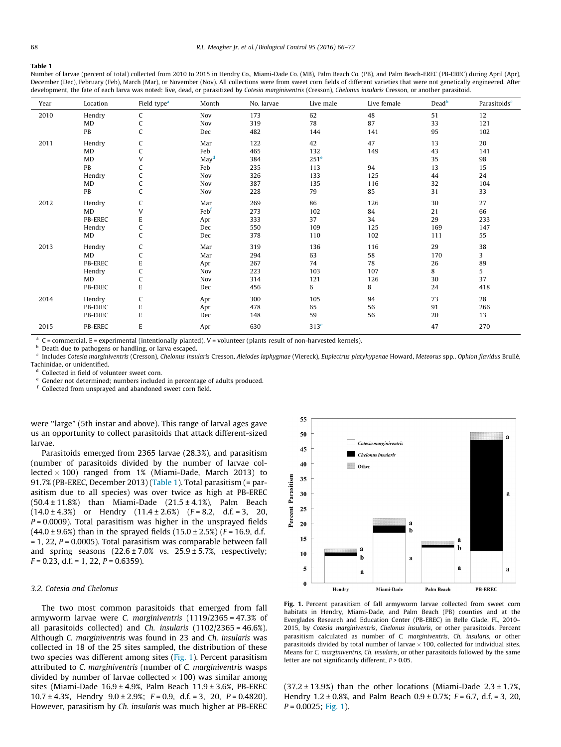**Table 1**

Number of larvae (percent of total) collected from 2010 to 2015 in Hendry Co., Miami-Dade Co. (MB), Palm Beach Co. (PB), and Palm Beach-EREC (PB-EREC) during April (Apr), December (Dec), February (Feb), March (Mar), or November (Nov). All collections were from sweet corn fields of different varieties that were not genetically engineered. After development, the fate of each larva was noted: live, dead, or parasitized by *Cotesia marginiventris* (Cresson), *Chelonus insularis* Cresson, or another parasitoid.

| Year | Location | Field type[a] | Month | No. larvae | Live male | Live female | Dead[b] | Parasitoids[c] |
|---|---|---|---|---|---|---|---|---|
| 2010 | Hendry | C | Nov | 173 | 62 | 48 | 51 | 12 |
| | MD | C | Nov | 319 | 78 | 87 | 33 | 121 |
| | PB | C | Dec | 482 | 144 | 141 | 95 | 102 |
| 2011 | Hendry | C | Mar | 122 | 42 | 47 | 13 | 20 |
| | MD | C | Feb | 465 | 132 | 149 | 43 | 141 |
| | MD | V | May[d] | 384 | 251[e] | | 35 | 98 |
| | PB | C | Feb | 235 | 113 | 94 | 13 | 15 |
| | Hendry | C | Nov | 326 | 133 | 125 | 44 | 24 |
| | MD | C | Nov | 387 | 135 | 116 | 32 | 104 |
| | PB | C | Nov | 228 | 79 | 85 | 31 | 33 |
| 2012 | Hendry | C | Mar | 269 | 86 | 126 | 30 | 27 |
| | MD | V | Feb[f] | 273 | 102 | 84 | 21 | 66 |
| | PB-EREC | E | Apr | 333 | 37 | 34 | 29 | 233 |
| | Hendry | C | Dec | 550 | 109 | 125 | 169 | 147 |
| | MD | C | Dec | 378 | 110 | 102 | 111 | 55 |
| 2013 | Hendry | C | Mar | 319 | 136 | 116 | 29 | 38 |
| | MD | C | Mar | 294 | 63 | 58 | 170 | 3 |
| | PB-EREC | E | Apr | 267 | 74 | 78 | 26 | 89 |
| | Hendry | C | Nov | 223 | 103 | 107 | 8 | 5 |
| | MD | C | Nov | 314 | 121 | 126 | 30 | 37 |
| | PB-EREC | E | Dec | 456 | 6 | 8 | 24 | 418 |
| 2014 | Hendry | C | Apr | 300 | 105 | 94 | 73 | 28 |
| | PB-EREC | E | Apr | 478 | 65 | 56 | 91 | 266 |
| | PB-EREC | E | Dec | 148 | 59 | 56 | 20 | 13 |
| 2015 | PB-EREC | E | Apr | 630 | 313[e] | | 47 | 270 |

[a] C = commercial, E = experimental (intentionally planted), V = volunteer (plants result of non-harvested kernels).
[b] Death due to pathogens or handling, or larva escaped.
[c] Includes *Cotesia marginiventris* (Cresson), *Chelonus insularis* Cresson, *Aleiodes laphygmae* (Viereck), *Euplectrus platyhypenae* Howard, *Meteorus* spp., *Ophion flavidus* Brullé, Tachinidae, or unidentified.
[d] Collected in field of volunteer sweet corn.
[e] Gender not determined; numbers included in percentage of adults produced.
[f] Collected from unsprayed and abandoned sweet corn field.

were "large" (5th instar and above). This range of larval ages gave us an opportunity to collect parasitoids that attack different-sized larvae.

Parasitoids emerged from 2365 larvae (28.3%), and parasitism (number of parasitoids divided by the number of larvae collected × 100) ranged from 1% (Miami-Dade, March 2013) to 91.7% (PB-EREC, December 2013) (Table 1). Total parasitism (= parasitism due to all species) was over twice as high at PB-EREC (50.4 ± 11.8%) than Miami-Dade (21.5 ± 4.1%), Palm Beach (14.0 ± 4.3%) or Hendry (11.4 ± 2.6%) ($F = 8.2$, d.f. = 3, 20, $P = 0.0009$). Total parasitism was higher in the unsprayed fields (44.0 ± 9.6%) than in the sprayed fields (15.0 ± 2.5%) ($F = 16.9$, d.f. = 1, 22, $P = 0.0005$). Total parasitism was comparable between fall and spring seasons (22.6 ± 7.0% vs. 25.9 ± 5.7%, respectively; $F = 0.23$, d.f. = 1, 22, $P = 0.6359$).

### 3.2. Cotesia and Chelonus

The two most common parasitoids that emerged from fall armyworm larvae were *C. marginiventris* (1119/2365 = 47.3% of all parasitoids collected) and *Ch. insularis* (1102/2365 = 46.6%). Although *C. marginiventris* was found in 23 and *Ch. insularis* was collected in 18 of the 25 sites sampled, the distribution of these two species was different among sites (Fig. 1). Percent parasitism attributed to *C. marginiventris* (number of *C. marginiventris* wasps divided by number of larvae collected × 100) was similar among sites (Miami-Dade 16.9 ± 4.9%, Palm Beach 11.9 ± 3.6%, PB-EREC 10.7 ± 4.3%, Hendry 9.0 ± 2.9%; $F = 0.9$, d.f. = 3, 20, $P = 0.4820$). However, parasitism by *Ch. insularis* was much higher at PB-EREC (37.2 ± 13.9%) than the other locations (Miami-Dade 2.3 ± 1.7%, Hendry 1.2 ± 0.8%, and Palm Beach 0.9 ± 0.7%; $F = 6.7$, d.f. = 3, 20, $P = 0.0025$; Fig. 1).

**Fig. 1.** Percent parasitism of fall armyworm larvae collected from sweet corn habitats in Hendry, Miami-Dade, and Palm Beach (PB) counties and at the Everglades Research and Education Center (PB-EREC) in Belle Glade, FL, 2010–2015, by *Cotesia marginiventris*, *Chelonus insularis*, or other parasitoids. Percent parasitism calculated as number of *C. marginiventris*, *Ch. insularis*, or other parasitoids divided by total number of larvae × 100, collected for individual sites. Means for *C. marginiventris*, *Ch. insularis*, or other parasitoids followed by the same letter are not significantly different, $P > 0.05$.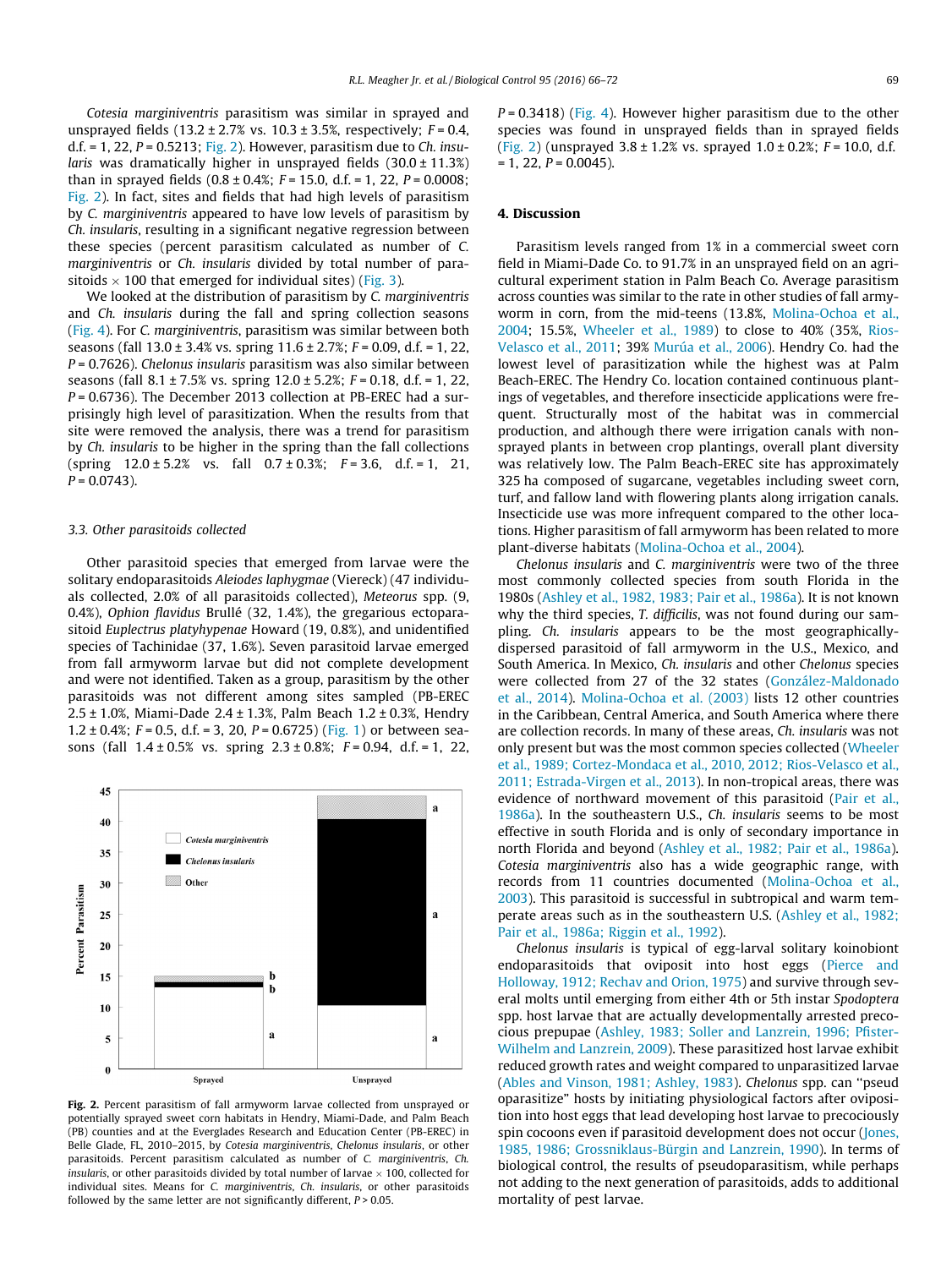*Cotesia marginiventris* parasitism was similar in sprayed and unsprayed fields (13.2 ± 2.7% vs. 10.3 ± 3.5%, respectively; $F = 0.4$, d.f. = 1, 22, $P = 0.5213$; Fig. 2). However, parasitism due to *Ch. insularis* was dramatically higher in unsprayed fields (30.0 ± 11.3%) than in sprayed fields (0.8 ± 0.4%; $F = 15.0$, d.f. = 1, 22, $P = 0.0008$; Fig. 2). In fact, sites and fields that had high levels of parasitism by *C. marginiventris* appeared to have low levels of parasitism by *Ch. insularis*, resulting in a significant negative regression between these species (percent parasitism calculated as number of *C. marginiventris* or *Ch. insularis* divided by total number of parasitoids × 100 that emerged for individual sites) (Fig. 3).

We looked at the distribution of parasitism by *C. marginiventris* and *Ch. insularis* during the fall and spring collection seasons (Fig. 4). For *C. marginiventris*, parasitism was similar between both seasons (fall 13.0 ± 3.4% vs. spring 11.6 ± 2.7%; $F = 0.09$, d.f. = 1, 22, $P = 0.7626$). *Chelonus insularis* parasitism was also similar between seasons (fall 8.1 ± 7.5% vs. spring 12.0 ± 5.2%; $F = 0.18$, d.f. = 1, 22, $P = 0.6736$). The December 2013 collection at PB-EREC had a surprisingly high level of parasitization. When the results from that site were removed the analysis, there was a trend for parasitism by *Ch. insularis* to be higher in the spring than the fall collections (spring 12.0 ± 5.2% vs. fall 0.7 ± 0.3%; $F = 3.6$, d.f. = 1, 21, $P = 0.0743$).

### 3.3. Other parasitoids collected

Other parasitoid species that emerged from larvae were the solitary endoparasitoids *Aleiodes laphygmae* (Viereck) (47 individuals collected, 2.0% of all parasitoids collected), *Meteorus* spp. (9, 0.4%), *Ophion flavidus* Brullé (32, 1.4%), the gregarious ectoparasitoid *Euplectrus platyhypenae* Howard (19, 0.8%), and unidentified species of Tachinidae (37, 1.6%). Seven parasitoid larvae emerged from fall armyworm larvae but did not complete development and were not identified. Taken as a group, parasitism by the other parasitoids was not different among sites sampled (PB-EREC 2.5 ± 1.0%, Miami-Dade 2.4 ± 1.3%, Palm Beach 1.2 ± 0.3%, Hendry 1.2 ± 0.4%; $F = 0.5$, d.f. = 3, 20, $P = 0.6725$) (Fig. 1) or between seasons (fall 1.4 ± 0.5% vs. spring 2.3 ± 0.8%; $F = 0.94$, d.f. = 1, 22, $P = 0.3418$) (Fig. 4). However higher parasitism due to the other species was found in unsprayed fields than in sprayed fields (Fig. 2) (unsprayed 3.8 ± 1.2% vs. sprayed 1.0 ± 0.2%; $F = 10.0$, d.f. = 1, 22, $P = 0.0045$).

**Fig. 2.** Percent parasitism of fall armyworm larvae collected from unsprayed or potentially sprayed sweet corn habitats in Hendry, Miami-Dade, and Palm Beach (PB) counties and at the Everglades Research and Education Center (PB-EREC) in Belle Glade, FL, 2010–2015, by *Cotesia marginiventris*, *Chelonus insularis*, or other parasitoids. Percent parasitism calculated as number of *C. marginiventris*, *Ch. insularis*, or other parasitoids divided by total number of larvae × 100, collected for individual sites. Means for *C. marginiventris*, *Ch. insularis*, or other parasitoids followed by the same letter are not significantly different, $P > 0.05$.

## 4. Discussion

Parasitism levels ranged from 1% in a commercial sweet corn field in Miami-Dade Co. to 91.7% in an unsprayed field on an agricultural experiment station in Palm Beach Co. Average parasitism across counties was similar to the rate in other studies of fall armyworm in corn, from the mid-teens (13.8%, Molina-Ochoa et al., 2004; 15.5%, Wheeler et al., 1989) to close to 40% (35%, Rios-Velasco et al., 2011; 39% Murúa et al., 2006). Hendry Co. had the lowest level of parasitization while the highest was at Palm Beach-EREC. The Hendry Co. location contained continuous plantings of vegetables, and therefore insecticide applications were frequent. Structurally most of the habitat was in commercial production, and although there were irrigation canals with non-sprayed plants in between crop plantings, overall plant diversity was relatively low. The Palm Beach-EREC site has approximately 325 ha composed of sugarcane, vegetables including sweet corn, turf, and fallow land with flowering plants along irrigation canals. Insecticide use was more infrequent compared to the other locations. Higher parasitism of fall armyworm has been related to more plant-diverse habitats (Molina-Ochoa et al., 2004).

*Chelonus insularis* and *C. marginiventris* were two of the three most commonly collected species from south Florida in the 1980s (Ashley et al., 1982, 1983; Pair et al., 1986a). It is not known why the third species, *T. difficilis*, was not found during our sampling. *Ch. insularis* appears to be the most geographically-dispersed parasitoid of fall armyworm in the U.S., Mexico, and South America. In Mexico, *Ch. insularis* and other *Chelonus* species were collected from 27 of the 32 states (González-Maldonado et al., 2014). Molina-Ochoa et al. (2003) lists 12 other countries in the Caribbean, Central America, and South America where there are collection records. In many of these areas, *Ch. insularis* was not only present but was the most common species collected (Wheeler et al., 1989; Cortez-Mondaca et al., 2010, 2012; Rios-Velasco et al., 2011; Estrada-Virgen et al., 2013). In non-tropical areas, there was evidence of northward movement of this parasitoid (Pair et al., 1986a). In the southeastern U.S., *Ch. insularis* seems to be most effective in south Florida and is only of secondary importance in north Florida and beyond (Ashley et al., 1982; Pair et al., 1986a). *Cotesia marginiventris* also has a wide geographic range, with records from 11 countries documented (Molina-Ochoa et al., 2003). This parasitoid is successful in subtropical and warm temperate areas such as in the southeastern U.S. (Ashley et al., 1982; Pair et al., 1986a; Riggin et al., 1992).

*Chelonus insularis* is typical of egg-larval solitary koinobiont endoparasitoids that oviposit into host eggs (Pierce and Holloway, 1912; Rechav and Orion, 1975) and survive through several molts until emerging from either 4th or 5th instar *Spodoptera* spp. host larvae that are actually developmentally arrested precocious prepupae (Ashley, 1983; Soller and Lanzrein, 1996; Pfister-Wilhelm and Lanzrein, 2009). These parasitized host larvae exhibit reduced growth rates and weight compared to unparasitized larvae (Ables and Vinson, 1981; Ashley, 1983). *Chelonus* spp. can "pseudoparasitize" hosts by initiating physiological factors after oviposition into host eggs that lead developing host larvae to precociously spin cocoons even if parasitoid development does not occur (Jones, 1985, 1986; Grossniklaus-Bürgin and Lanzrein, 1990). In terms of biological control, the results of pseudoparasitism, while perhaps not adding to the next generation of parasitoids, adds to additional mortality of pest larvae.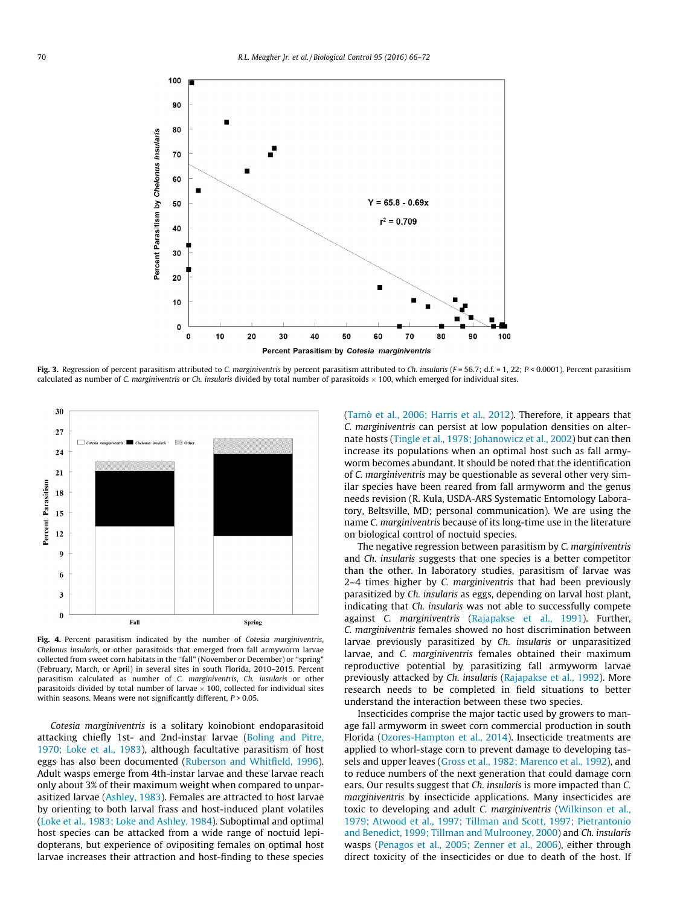**Fig. 3.** Regression of percent parasitism attributed to *C. marginiventris* by percent parasitism attributed to *Ch. insularis* ($F = 56.7$; d.f. = 1, 22; $P < 0.0001$). Percent parasitism calculated as number of *C. marginiventris* or *Ch. insularis* divided by total number of parasitoids × 100, which emerged for individual sites.

**Fig. 4.** Percent parasitism indicated by the number of *Cotesia marginiventris*, *Chelonus insularis*, or other parasitoids that emerged from fall armyworm larvae collected from sweet corn habitats in the "fall" (November or December) or "spring" (February, March, or April) in several sites in south Florida, 2010–2015. Percent parasitism calculated as number of *C. marginiventris*, *Ch. insularis* or other parasitoids divided by total number of larvae × 100, collected for individual sites within seasons. Means were not significantly different, $P > 0.05$.

*Cotesia marginiventris* is a solitary koinobiont endoparasitoid attacking chiefly 1st- and 2nd-instar larvae (Boling and Pitre, 1970; Loke et al., 1983), although facultative parasitism of host eggs has also been documented (Ruberson and Whitfield, 1996). Adult wasps emerge from 4th-instar larvae and these larvae reach only about 3% of their maximum weight when compared to unparasitized larvae (Ashley, 1983). Females are attracted to host larvae by orienting to both larval frass and host-induced plant volatiles (Loke et al., 1983; Loke and Ashley, 1984). Suboptimal and optimal host species can be attacked from a wide range of noctuid lepidopterans, but experience of ovipositing females on optimal host larvae increases their attraction and host-finding to these species (Tamò et al., 2006; Harris et al., 2012). Therefore, it appears that *C. marginiventris* can persist at low population densities on alternate hosts (Tingle et al., 1978; Johanowicz et al., 2002) but can then increase its populations when an optimal host such as fall armyworm becomes abundant. It should be noted that the identification of *C. marginiventris* may be questionable as several other very similar species have been reared from fall armyworm and the genus needs revision (R. Kula, USDA-ARS Systematic Entomology Laboratory, Beltsville, MD; personal communication). We are using the name *C. marginiventris* because of its long-time use in the literature on biological control of noctuid species.

The negative regression between parasitism by *C. marginiventris* and *Ch. insularis* suggests that one species is a better competitor than the other. In laboratory studies, parasitism of larvae was 2–4 times higher by *C. marginiventris* that had been previously parasitized by *Ch. insularis* as eggs, depending on larval host plant, indicating that *Ch. insularis* was not able to successfully compete against *C. marginiventris* (Rajapakse et al., 1991). Further, *C. marginiventris* females showed no host discrimination between larvae previously parasitized by *Ch. insularis* or unparasitized larvae, and *C. marginiventris* females obtained their maximum reproductive potential by parasitizing fall armyworm larvae previously attacked by *Ch. insularis* (Rajapakse et al., 1992). More research needs to be completed in field situations to better understand the interaction between these two species.

Insecticides comprise the major tactic used by growers to manage fall armyworm in sweet corn commercial production in south Florida (Ozores-Hampton et al., 2014). Insecticide treatments are applied to whorl-stage corn to prevent damage to developing tassels and upper leaves (Gross et al., 1982; Marenco et al., 1992), and to reduce numbers of the next generation that could damage corn ears. Our results suggest that *Ch. insularis* is more impacted than *C. marginiventris* by insecticide applications. Many insecticides are toxic to developing and adult *C. marginiventris* (Wilkinson et al., 1979; Atwood et al., 1997; Tillman and Scott, 1997; Pietrantonio and Benedict, 1999; Tillman and Mulrooney, 2000) and *Ch. insularis* wasps (Penagos et al., 2005; Zenner et al., 2006), either through direct toxicity of the insecticides or due to death of the host. If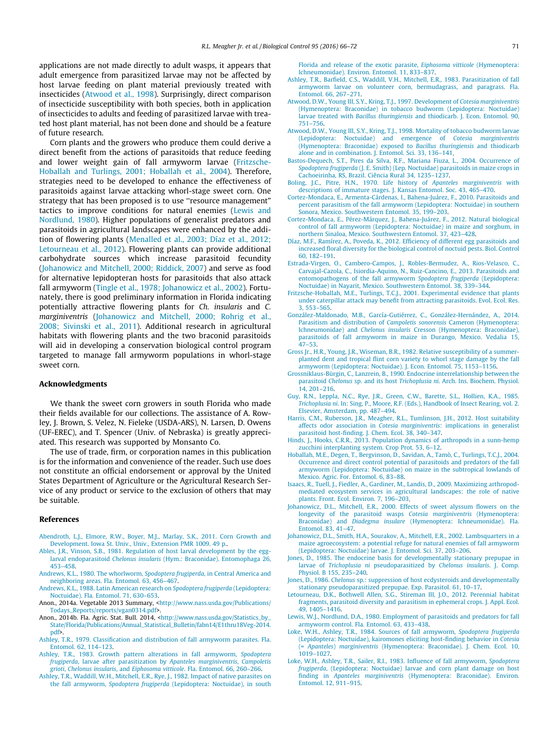applications are not made directly to adult wasps, it appears that adult emergence from parasitized larvae may not be affected by host larvae feeding on plant material previously treated with insecticides (Atwood et al., 1998). Surprisingly, direct comparison of insecticide susceptibility with both species, both in application of insecticides to adults and feeding of parasitized larvae with treated host plant material, has not been done and should be a feature of future research.

Corn plants and the growers who produce them could derive a direct benefit from the actions of parasitoids that reduce feeding and lower weight gain of fall armyworm larvae (Fritzsche-Hoballah and Turlings, 2001; Hoballah et al., 2004). Therefore, strategies need to be developed to enhance the effectiveness of parasitoids against larvae attacking whorl-stage sweet corn. One strategy that has been proposed is to use "resource management" tactics to improve conditions for natural enemies (Lewis and Nordlund, 1980). Higher populations of generalist predators and parasitoids in agricultural landscapes were enhanced by the addition of flowering plants (Menalled et al., 2003; Díaz et al., 2012; Letourneau et al., 2012). Flowering plants can provide additional carbohydrate sources which increase parasitoid fecundity (Johanowicz and Mitchell, 2000; Riddick, 2007) and serve as food for alternative lepidopteran hosts for parasitoids that also attack fall armyworm (Tingle et al., 1978; Johanowicz et al., 2002). Fortunately, there is good preliminary information in Florida indicating potentially attractive flowering plants for *Ch. insularis* and *C. marginiventris* (Johanowicz and Mitchell, 2000; Rohrig et al., 2008; Sivinski et al., 2011). Additional research in agricultural habitats with flowering plants and the two braconid parasitoids will aid in developing a conservation biological control program targeted to manage fall armyworm populations in whorl-stage sweet corn.

## Acknowledgments

We thank the sweet corn growers in south Florida who made their fields available for our collections. The assistance of A. Rowley, J. Brown, S. Velez, N. Fieleke (USDA-ARS), N. Larsen, D. Owens (UF-EREC), and T. Spencer (Univ. of Nebraska) is greatly appreciated. This research was supported by Monsanto Co.

The use of trade, firm, or corporation names in this publication is for the information and convenience of the reader. Such use does not constitute an official endorsement or approval by the United States Department of Agriculture or the Agricultural Research Service of any product or service to the exclusion of others that may be suitable.

## References

Abendroth, L.J., Elmore, R.W., Boyer, M.J., Marlay, S.K., 2011. Corn Growth and Development. Iowa St. Univ., Univ., Extension PMR 1009. 49 p..

Ables, J.R., Vinson, S.B., 1981. Regulation of host larval development by the egg-larval endoparasitoid *Chelonus insularis* (Hym.: Braconidae). Entomophaga 26, 453–458.

Andrews, K.L., 1980. The whorlworm, *Spodoptera frugiperda*, in Central America and neighboring areas. Fla. Entomol. 63, 456–467.

Andrews, K.L., 1988. Latin American research on *Spodoptera frugiperda* (Lepidoptera: Noctuidae). Fla. Entomol. 71, 630–653.

Anon., 2014a. Vegetable 2013 Summary, <http://www.nass.usda.gov/Publications/Todays_Reports/reports/vgan0314.pdf>.

Anon., 2014b. Fla. Agric. Stat. Bull. 2014, <http://www.nass.usda.gov/Statistics_by_State/Florida/Publications/Annual_Statistical_Bulletin/fabn14/E1thru18Veg-2014.pdf>.

Ashley, T.R., 1979. Classification and distribution of fall armyworm parasites. Fla. Entomol. 62, 114–123.

Ashley, T.R., 1983. Growth pattern alterations in fall armyworm, *Spodoptera frugiperda*, larvae after parasitization by *Apanteles marginiventris*, *Campoletis grioti*, *Chelonus insularis*, and *Eiphosoma vitticole*. Fla. Entomol. 66, 260–266.

Ashley, T.R., Waddill, W.H., Mitchell, E.R., Rye, J., 1982. Impact of native parasites on the fall armyworm, *Spodoptera frugiperda* (Lepidoptera: Noctuidae), in south Florida and release of the exotic parasite, *Eiphosoma vitticole* (Hymenoptera: Ichneumonidae). Environ. Entomol. 11, 833–837.

Ashley, T.R., Barfield, C.S., Waddill, V.H., Mitchell, E.R., 1983. Parasitization of fall armyworm larvae on volunteer corn, bermudagrass, and paragrass. Fla. Entomol. 66, 267–271.

Atwood, D.W., Young III, S.Y., Kring, T.J., 1997. Development of *Cotesia marginiventris* (Hymenoptera: Braconidae) in tobacco budworm (Lepidoptera: Noctuidae) larvae treated with *Bacillus thuringiensis* and thiodicarb. J. Econ. Entomol. 90, 751–756.

Atwood, D.W., Young III, S.Y., Kring, T.J., 1998. Mortality of tobacco budworm larvae (Lepidoptera: Noctuidae) and emergence of *Cotesia marginiventris* (Hymenoptera: Braconidae) exposed to *Bacillus thuringiensis* and thiodicarb alone and in combination. J. Entomol. Sci. 33, 136–141.

Bastos-Dequech, S.T., Pires da Silva, R.F., Mariana Fiuza, L., 2004. Occurrence of *Spodoptera frugiperda* (J. E. Smith) (Lep. Noctuidae) parasitoids in maize crops in Cachoeirinha, RS, Brazil. Ciência Rural 34, 1235–1237.

Boling, J.C., Pitre, H.N., 1970. Life history of *Apanteles marginiventris* with descriptions of immature stages. J. Kansas Entomol. Soc. 43, 465–470.

Cortez-Mondaca, E., Armenta-Cárdenas, I., Bahena-Juárez, F., 2010. Parasitoids and percent parasitism of the fall armyworm (Lepidoptera: Noctuidae) in southern Sonora, Mexico. Southwestern Entomol. 35, 199–203.

Cortez-Mondaca, E., Pérez-Márquez, J., Bahena-Juárez, F., 2012. Natural biological control of fall armyworm (Lepidoptera: Noctuidae) in maize and sorghum, in northern Sinaloa, Mexico. Southwestern Entomol. 37, 423–428.

Díaz, M.F., Ramírez, A., Poveda, K., 2012. Efficiency of different egg parasitoids and increased floral diversity for the biological control of noctuid pests. Biol. Control 60, 182–191.

Estrada-Virgen, O., Cambero-Campos, J., Robles-Bermudez, A., Rios-Velasco, C., Carvajal-Cazola, C., Isiordia-Aquino, N., Ruiz-Cancino, E., 2013. Parasitoids and entomopathogens of the fall armyworm *Spodoptera frugiperda* (Lepidoptera: Noctuidae) in Nayarit, Mexico. Southwestern Entomol. 38, 339–344.

Fritzsche-Hoballah, M.E., Turlings, T.C.J., 2001. Experimental evidence that plants under caterpillar attack may benefit from attracting parasitoids. Evol. Ecol. Res. 3, 553–565.

González-Maldonado, M.B., García-Gutiérrez, C., González-Hernández, A., 2014. Parasitism and distribution of *Campoletis sonorensis* Cameron (Hymenoptera: Ichneumonidae) and *Chelonus insularis* Cresson (Hymenoptera: Braconidae), parasitoids of fall armyworm in maize in Durango, Mexico. Vedalia 15, 47–53.

Gross Jr., H.R., Young, J.R., Wiseman, B.R., 1982. Relative susceptibility of a summer-planted dent and tropical flint corn variety to whorl stage damage by the fall armyworm (Lepidoptera: Noctuidae). J. Econ. Entomol. 75, 1153–1156.

Grossniklaus-Bürgin, C., Lanzrein, B., 1990. Endocrine interrelationship between the parasitoid *Chelonus* sp. and its host *Trichoplusia ni*. Arch. Ins. Biochem. Physiol. 14, 201–216.

Guy, R.N., Leppla, N.C., Rye, J.R., Green, C.W., Barette, S.L., Hollien, K.A., 1985. *Trichoplusia ni*. In: Sing, P., Moore, R.F. (Eds.), Handbook of Insect Rearing, vol. 2. Elsevier, Amsterdam, pp. 487–494.

Harris, C.M., Ruberson, J.R., Meagher, R.L., Tumlinson, J.H., 2012. Host suitability affects odor association in *Cotesia marginiventris*: implications in generalist parasitoid host-finding. J. Chem. Ecol. 38, 340–347.

Hinds, J., Hooks, C.R.R., 2013. Population dynamics of arthropods in a sunn-hemp zucchini interplanting system. Crop Prot. 53, 6–12.

Hoballah, M.E., Degen, T., Bergvinson, D., Savidan, A., Tamò, C., Turlings, T.C.J., 2004. Occurrence and direct control potential of parasitoids and predators of the fall armyworm (Lepidoptera: Noctuidae) on maize in the subtropical lowlands of Mexico. Agric. For. Entomol. 6, 83–88.

Isaacs, R., Tuell, J., Fiedler, A., Gardiner, M., Landis, D., 2009. Maximizing arthropod-mediated ecosystem services in agricultural landscapes: the role of native plants. Front. Ecol. Environ. 7, 196–203.

Johanowicz, D.L., Mitchell, E.R., 2000. Effects of sweet alyssum flowers on the longevity of the parasitoid wasps *Cotesia marginiventris* (Hymenoptera: Braconidae) and *Diadegma insulare* (Hymenoptera: Ichneumonidae). Fla. Entomol. 83, 41–47.

Johanowicz, D.L., Smith, H.A., Sourakov, A., Mitchell, E.R., 2002. Lambsquarters in a maize agroecosystem: a potential refuge for natural enemies of fall armyworm (Lepidoptera: Noctuidae) larvae. J. Entomol. Sci. 37, 203–206.

Jones, D., 1985. The endocrine basis for developmentally stationary prepupae in larvae of *Trichoplusia ni* pseudoparasitized by *Chelonus insularis*. J. Comp. Physiol. B 155, 235–240.

Jones, D., 1986. *Chelonus* sp.: suppression of host ecdysteroids and developmentally stationary pseudoparasitized prepupae. Exp. Parasitol. 61, 10–17.

Letourneau, D.K., Bothwell Allen, S.G., Stireman III, J.O., 2012. Perennial habitat fragments, parasitoid diversity and parasitism in ephemeral crops. J. Appl. Ecol. 49, 1405–1416.

Lewis, W.J., Nordlund, D.A., 1980. Employment of parasitoids and predators for fall armyworm control. Fla. Entomol. 63, 433–438.

Loke, W.H., Ashley, T.R., 1984. Sources of fall armyworm, *Spodoptera frugiperda* (Lepidoptera: Noctuidae), kairomones eliciting host-finding behavior in *Cotesia* (= *Apanteles*) *marginiventris* (Hymenoptera: Braconidae). J. Chem. Ecol. 10, 1019–1027.

Loke, W.H., Ashley, T.R., Sailer, R.I., 1983. Influence of fall armyworm, *Spodoptera frugiperda*, (Lepidoptera: Noctuidae) larvae and corn plant damage on host finding in *Apanteles marginiventris* (Hymenoptera: Braconidae). Environ. Entomol. 12, 911–915.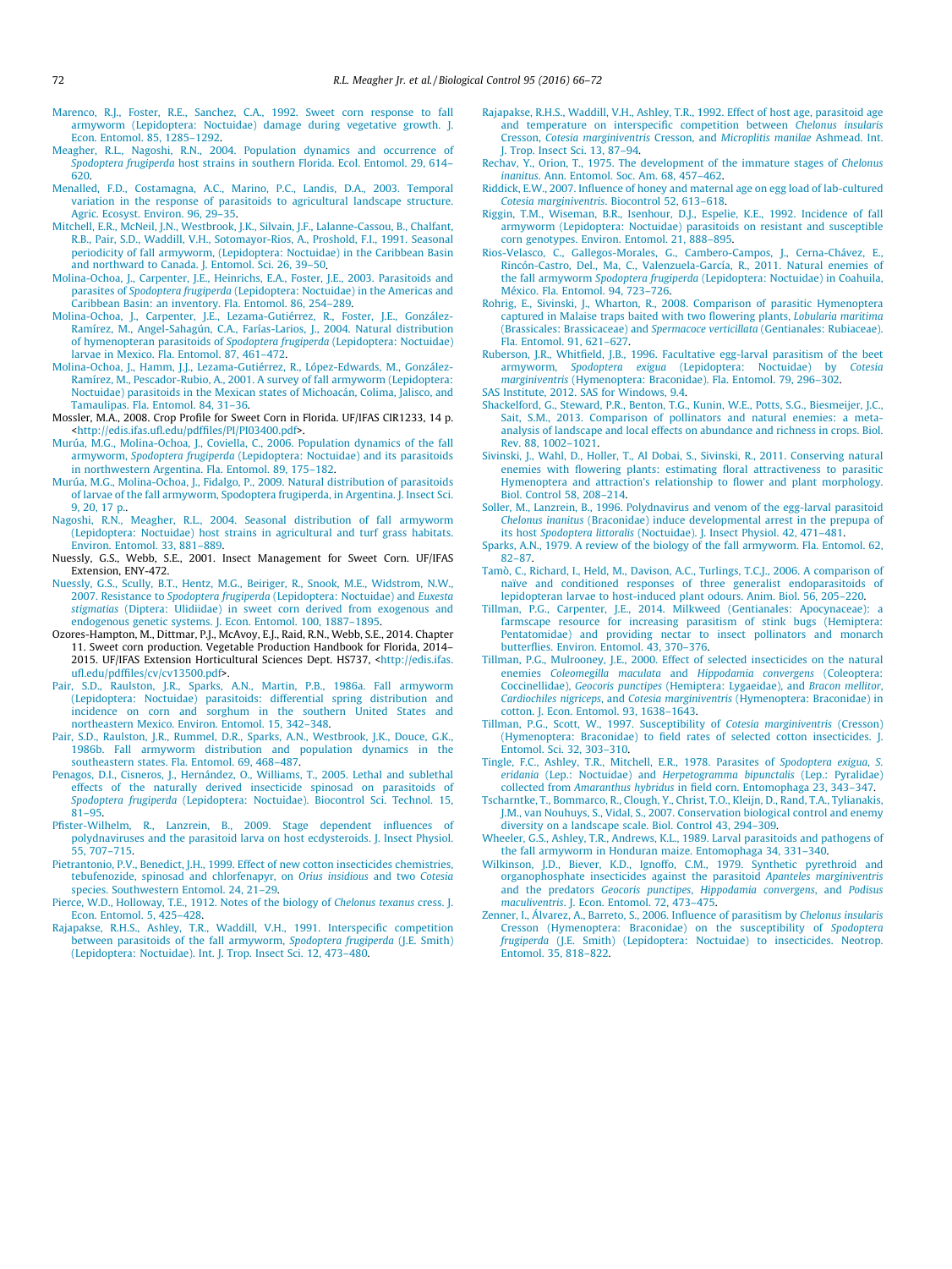Marenco, R.J., Foster, R.E., Sanchez, C.A., 1992. Sweet corn response to fall armyworm (Lepidoptera: Noctuidae) damage during vegetative growth. J. Econ. Entomol. 85, 1285–1292.

Meagher, R.L., Nagoshi, R.N., 2004. Population dynamics and occurrence of *Spodoptera frugiperda* host strains in southern Florida. Ecol. Entomol. 29, 614–620.

Menalled, F.D., Costamagna, A.C., Marino, P.C., Landis, D.A., 2003. Temporal variation in the response of parasitoids to agricultural landscape structure. Agric. Ecosyst. Environ. 96, 29–35.

Mitchell, E.R., McNeil, J.N., Westbrook, J.K., Silvain, J.F., Lalanne-Cassou, B., Chalfant, R.B., Pair, S.D., Waddill, V.H., Sotomayor-Rios, A., Proshold, F.I., 1991. Seasonal periodicity of fall armyworm, (Lepidoptera: Noctuidae) in the Caribbean Basin and northward to Canada. J. Entomol. Sci. 26, 39–50.

Molina-Ochoa, J., Carpenter, J.E., Heinrichs, E.A., Foster, J.E., 2003. Parasitoids and parasites of *Spodoptera frugiperda* (Lepidoptera: Noctuidae) in the Americas and Caribbean Basin: an inventory. Fla. Entomol. 86, 254–289.

Molina-Ochoa, J., Carpenter, J.E., Lezama-Gutiérrez, R., Foster, J.E., González-Ramírez, M., Angel-Sahagún, C.A., Farías-Larios, J., 2004. Natural distribution of hymenopteran parasitoids of *Spodoptera frugiperda* (Lepidoptera: Noctuidae) larvae in Mexico. Fla. Entomol. 87, 461–472.

Molina-Ochoa, J., Hamm, J.J., Lezama-Gutiérrez, R., López-Edwards, M., González-Ramírez, M., Pescador-Rubio, A., 2001. A survey of fall armyworm (Lepidoptera: Noctuidae) parasitoids in the Mexican states of Michoacán, Colima, Jalisco, and Tamaulipas. Fla. Entomol. 84, 31–36.

Mossler, M.A., 2008. Crop Profile for Sweet Corn in Florida. UF/IFAS CIR1233, 14 p. <http://edis.ifas.ufl.edu/pdffiles/PI/PI03400.pdf>.

Murúa, M.G., Molina-Ochoa, J., Coviella, C., 2006. Population dynamics of the fall armyworm, *Spodoptera frugiperda* (Lepidoptera: Noctuidae) and its parasitoids in northwestern Argentina. Fla. Entomol. 89, 175–182.

Murúa, M.G., Molina-Ochoa, J., Fidalgo, P., 2009. Natural distribution of parasitoids of larvae of the fall armyworm, Spodoptera frugiperda, in Argentina. J. Insect Sci. 9, 20, 17 p..

Nagoshi, R.N., Meagher, R.L., 2004. Seasonal distribution of fall armyworm (Lepidoptera: Noctuidae) host strains in agricultural and turf grass habitats. Environ. Entomol. 33, 881–889.

Nuessly, G.S., Webb, S.E., 2001. Insect Management for Sweet Corn. UF/IFAS Extension, ENY-472.

Nuessly, G.S., Scully, B.T., Hentz, M.G., Beiriger, R., Snook, M.E., Widstrom, N.W., 2007. Resistance to *Spodoptera frugiperda* (Lepidoptera: Noctuidae) and *Euxesta stigmatias* (Diptera: Ulidiidae) in sweet corn derived from exogenous and endogenous genetic systems. J. Econ. Entomol. 100, 1887–1895.

Ozores-Hampton, M., Dittmar, P.J., McAvoy, E.J., Raid, R.N., Webb, S.E., 2014. Chapter 11. Sweet corn production. Vegetable Production Handbook for Florida, 2014–2015. UF/IFAS Extension Horticultural Sciences Dept. HS737, <http://edis.ifas.ufl.edu/pdffiles/cv/cv13500.pdf>.

Pair, S.D., Raulston, J.R., Sparks, A.N., Martin, P.B., 1986a. Fall armyworm (Lepidoptera: Noctuidae) parasitoids: differential spring distribution and incidence on corn and sorghum in the southern United States and northeastern Mexico. Environ. Entomol. 15, 342–348.

Pair, S.D., Raulston, J.R., Rummel, D.R., Sparks, A.N., Westbrook, J.K., Douce, G.K., 1986b. Fall armyworm distribution and population dynamics in the southeastern states. Fla. Entomol. 69, 468–487.

Penagos, D.I., Cisneros, J., Hernández, O., Williams, T., 2005. Lethal and sublethal effects of the naturally derived insecticide spinosad on parasitoids of *Spodoptera frugiperda* (Lepidoptera: Noctuidae). Biocontrol Sci. Technol. 15, 81–95.

Pfister-Wilhelm, R., Lanzrein, B., 2009. Stage dependent influences of polydnaviruses and the parasitoid larva on host ecdysteroids. J. Insect Physiol. 55, 707–715.

Pietrantonio, P.V., Benedict, J.H., 1999. Effect of new cotton insecticides chemistries, tebufenozide, spinosad and chlorfenapyr, on *Orius insidious* and two *Cotesia* species. Southwestern Entomol. 24, 21–29.

Pierce, W.D., Holloway, T.E., 1912. Notes of the biology of *Chelonus texanus* cress. J. Econ. Entomol. 5, 425–428.

Rajapakse, R.H.S., Ashley, T.R., Waddill, V.H., 1991. Interspecific competition between parasitoids of the fall armyworm, *Spodoptera frugiperda* (J.E. Smith) (Lepidoptera: Noctuidae). Int. J. Trop. Insect Sci. 12, 473–480.

Rajapakse, R.H.S., Waddill, V.H., Ashley, T.R., 1992. Effect of host age, parasitoid age and temperature on interspecific competition between *Chelonus insularis* Cresson, *Cotesia marginiventris* Cresson, and *Microplitis manilae* Ashmead. Int. J. Trop. Insect Sci. 13, 87–94.

Rechav, Y., Orion, T., 1975. The development of the immature stages of *Chelonus inanitus*. Ann. Entomol. Soc. Am. 68, 457–462.

Riddick, E.W., 2007. Influence of honey and maternal age on egg load of lab-cultured *Cotesia marginiventris*. Biocontrol 52, 613–618.

Riggin, T.M., Wiseman, B.R., Isenhour, D.J., Espelie, K.E., 1992. Incidence of fall armyworm (Lepidoptera: Noctuidae) parasitoids on resistant and susceptible corn genotypes. Environ. Entomol. 21, 888–895.

Rios-Velasco, C., Gallegos-Morales, G., Cambero-Campos, J., Cerna-Chávez, E., Rincón-Castro, Del., Ma, C., Valenzuela-García, R., 2011. Natural enemies of the fall armyworm *Spodoptera frugiperda* (Lepidoptera: Noctuidae) in Coahuila, México. Fla. Entomol. 94, 723–726.

Rohrig, E., Sivinski, J., Wharton, R., 2008. Comparison of parasitic Hymenoptera captured in Malaise traps baited with two flowering plants, *Lobularia maritima* (Brassicales: Brassicaceae) and *Spermacoce verticillata* (Gentianales: Rubiaceae). Fla. Entomol. 91, 621–627.

Ruberson, J.R., Whitfield, J.B., 1996. Facultative egg-larval parasitism of the beet armyworm, *Spodoptera exigua* (Lepidoptera: Noctuidae) by *Cotesia marginiventris* (Hymenoptera: Braconidae). Fla. Entomol. 79, 296–302.

SAS Institute, 2012. SAS for Windows, 9.4.

Shackelford, G., Steward, P.R., Benton, T.G., Kunin, W.E., Potts, S.G., Biesmeijer, J.C., Sait, S.M., 2013. Comparison of pollinators and natural enemies: a meta-analysis of landscape and local effects on abundance and richness in crops. Biol. Rev. 88, 1002–1021.

Sivinski, J., Wahl, D., Holler, T., Al Dobai, S., Sivinski, R., 2011. Conserving natural enemies with flowering plants: estimating floral attractiveness to parasitic Hymenoptera and attraction's relationship to flower and plant morphology. Biol. Control 58, 208–214.

Soller, M., Lanzrein, B., 1996. Polydnavirus and venom of the egg-larval parasitoid *Chelonus inanitus* (Braconidae) induce developmental arrest in the prepupa of its host *Spodoptera littoralis* (Noctuidae). J. Insect Physiol. 42, 471–481.

Sparks, A.N., 1979. A review of the biology of the fall armyworm. Fla. Entomol. 62, 82–87.

Tamò, C., Richard, I., Held, M., Davison, A.C., Turlings, T.C.J., 2006. A comparison of naïve and conditioned responses of three generalist endoparasitoids of lepidopteran larvae to host-induced plant odours. Anim. Biol. 56, 205–220.

Tillman, P.G., Carpenter, J.E., 2014. Milkweed (Gentianales: Apocynaceae): a farmscape resource for increasing parasitism of stink bugs (Hemiptera: Pentatomidae) and providing nectar to insect pollinators and monarch butterflies. Environ. Entomol. 43, 370–376.

Tillman, P.G., Mulrooney, J.E., 2000. Effect of selected insecticides on the natural enemies *Coleomegilla maculata* and *Hippodamia convergens* (Coleoptera: Coccinellidae), *Geocoris punctipes* (Hemiptera: Lygaeidae), and *Bracon mellitor*, *Cardiochiles nigriceps*, and *Cotesia marginiventris* (Hymenoptera: Braconidae) in cotton. J. Econ. Entomol. 93, 1638–1643.

Tillman, P.G., Scott, W., 1997. Susceptibility of *Cotesia marginiventris* (Cresson) (Hymenoptera: Braconidae) to field rates of selected cotton insecticides. J. Entomol. Sci. 32, 303–310.

Tingle, F.C., Ashley, T.R., Mitchell, E.R., 1978. Parasites of *Spodoptera exigua*, *S. eridania* (Lep.: Noctuidae) and *Herpetogramma bipunctalis* (Lep.: Pyralidae) collected from *Amaranthus hybridus* in field corn. Entomophaga 23, 343–347.

Tscharntke, T., Bommarco, R., Clough, Y., Christ, T.O., Kleijn, D., Rand, T.A., Tylianakis, J.M., van Nouhuys, S., Vidal, S., 2007. Conservation biological control and enemy diversity on a landscape scale. Biol. Control 43, 294–309.

Wheeler, G.S., Ashley, T.R., Andrews, K.L., 1989. Larval parasitoids and pathogens of the fall armyworm in Honduran maize. Entomophaga 34, 331–340.

Wilkinson, J.D., Biever, K.D., Ignoffo, C.M., 1979. Synthetic pyrethroid and organophosphate insecticides against the parasitoid *Apanteles marginiventris* and the predators *Geocoris punctipes*, *Hippodamia convergens*, and *Podisus maculiventris*. J. Econ. Entomol. 72, 473–475.

Zenner, I., Álvarez, A., Barreto, S., 2006. Influence of parasitism by *Chelonus insularis* Cresson (Hymenoptera: Braconidae) on the susceptibility of *Spodoptera frugiperda* (J.E. Smith) (Lepidoptera: Noctuidae) to insecticides. Neotrop. Entomol. 35, 818–822.